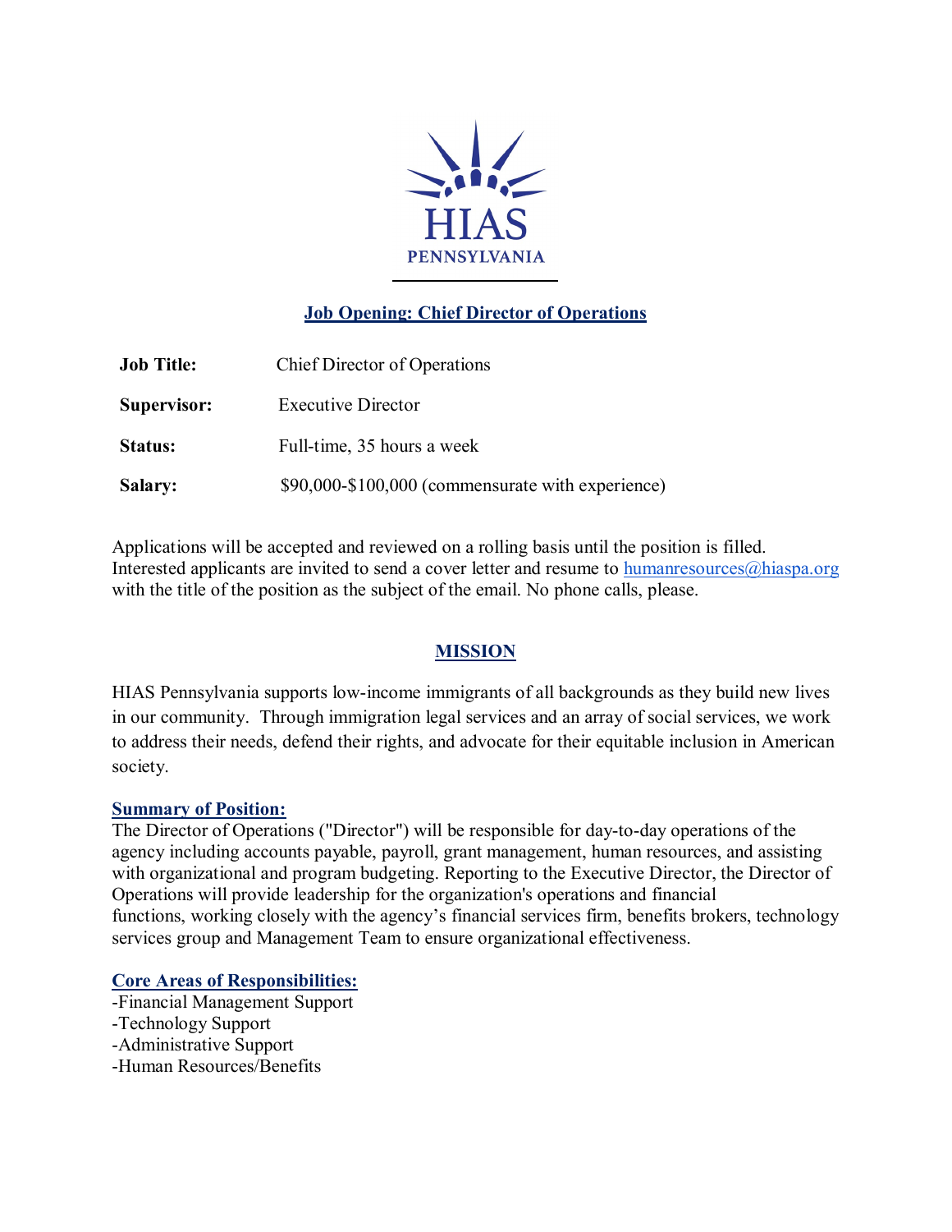HIAS
PENNSYLVANIA

# Job Opening: Chief Director of Operations

| | |
|---|---|
| **Job Title:** | Chief Director of Operations |
| **Supervisor:** | Executive Director |
| **Status:** | Full-time, 35 hours a week |
| **Salary:** | $90,000-$100,000 (commensurate with experience) |

Applications will be accepted and reviewed on a rolling basis until the position is filled. Interested applicants are invited to send a cover letter and resume to humanresources@hiaspa.org with the title of the position as the subject of the email. No phone calls, please.

## MISSION

HIAS Pennsylvania supports low-income immigrants of all backgrounds as they build new lives in our community. Through immigration legal services and an array of social services, we work to address their needs, defend their rights, and advocate for their equitable inclusion in American society.

### Summary of Position:

The Director of Operations ("Director") will be responsible for day-to-day operations of the agency including accounts payable, payroll, grant management, human resources, and assisting with organizational and program budgeting. Reporting to the Executive Director, the Director of Operations will provide leadership for the organization's operations and financial functions, working closely with the agency's financial services firm, benefits brokers, technology services group and Management Team to ensure organizational effectiveness.

### Core Areas of Responsibilities:

-Financial Management Support
-Technology Support
-Administrative Support
-Human Resources/Benefits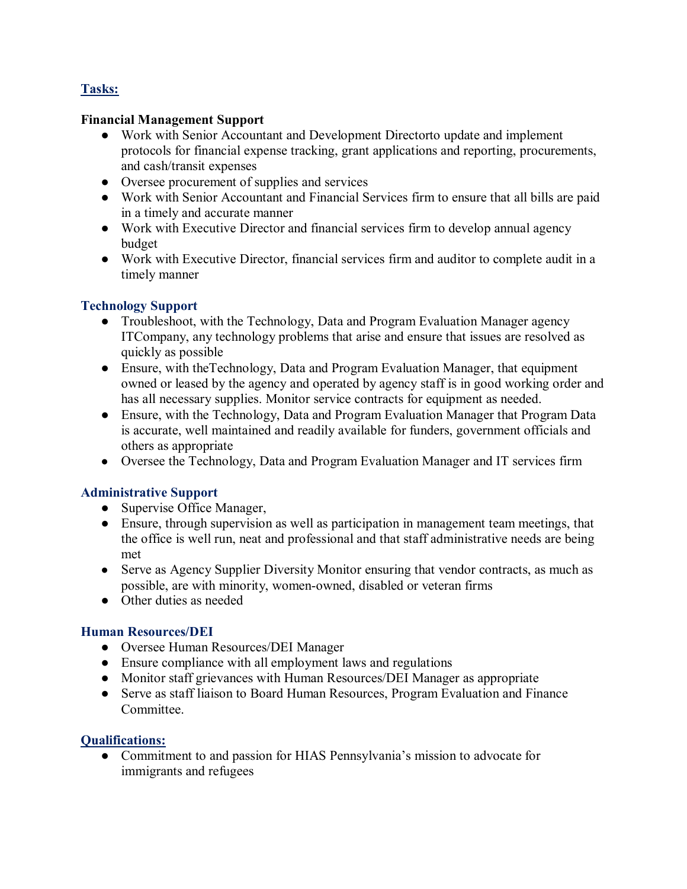## Tasks:

### Financial Management Support

- Work with Senior Accountant and Development Directorto update and implement protocols for financial expense tracking, grant applications and reporting, procurements, and cash/transit expenses
- Oversee procurement of supplies and services
- Work with Senior Accountant and Financial Services firm to ensure that all bills are paid in a timely and accurate manner
- Work with Executive Director and financial services firm to develop annual agency budget
- Work with Executive Director, financial services firm and auditor to complete audit in a timely manner

### Technology Support

- Troubleshoot, with the Technology, Data and Program Evaluation Manager agency ITCompany, any technology problems that arise and ensure that issues are resolved as quickly as possible
- Ensure, with theTechnology, Data and Program Evaluation Manager, that equipment owned or leased by the agency and operated by agency staff is in good working order and has all necessary supplies. Monitor service contracts for equipment as needed.
- Ensure, with the Technology, Data and Program Evaluation Manager that Program Data is accurate, well maintained and readily available for funders, government officials and others as appropriate
- Oversee the Technology, Data and Program Evaluation Manager and IT services firm

### Administrative Support

- Supervise Office Manager,
- Ensure, through supervision as well as participation in management team meetings, that the office is well run, neat and professional and that staff administrative needs are being met
- Serve as Agency Supplier Diversity Monitor ensuring that vendor contracts, as much as possible, are with minority, women-owned, disabled or veteran firms
- Other duties as needed

### Human Resources/DEI

- Oversee Human Resources/DEI Manager
- Ensure compliance with all employment laws and regulations
- Monitor staff grievances with Human Resources/DEI Manager as appropriate
- Serve as staff liaison to Board Human Resources, Program Evaluation and Finance Committee.

## Qualifications:

- Commitment to and passion for HIAS Pennsylvania's mission to advocate for immigrants and refugees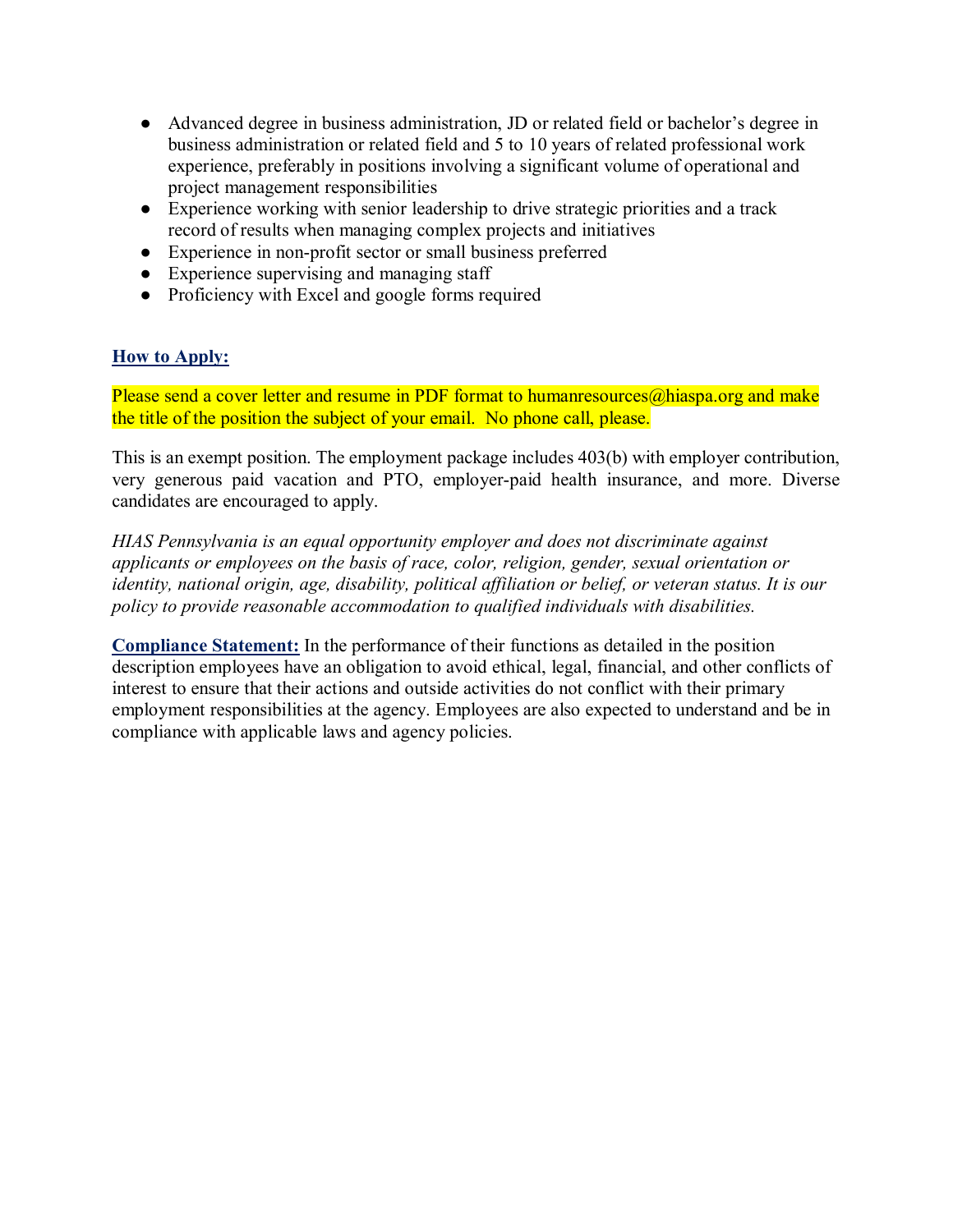- Advanced degree in business administration, JD or related field or bachelor's degree in business administration or related field and 5 to 10 years of related professional work experience, preferably in positions involving a significant volume of operational and project management responsibilities
- Experience working with senior leadership to drive strategic priorities and a track record of results when managing complex projects and initiatives
- Experience in non-profit sector or small business preferred
- Experience supervising and managing staff
- Proficiency with Excel and google forms required

## How to Apply:

Please send a cover letter and resume in PDF format to humanresources@hiaspa.org and make the title of the position the subject of your email. No phone call, please.

This is an exempt position. The employment package includes 403(b) with employer contribution, very generous paid vacation and PTO, employer-paid health insurance, and more. Diverse candidates are encouraged to apply.

*HIAS Pennsylvania is an equal opportunity employer and does not discriminate against applicants or employees on the basis of race, color, religion, gender, sexual orientation or identity, national origin, age, disability, political affiliation or belief, or veteran status. It is our policy to provide reasonable accommodation to qualified individuals with disabilities.*

**Compliance Statement:** In the performance of their functions as detailed in the position description employees have an obligation to avoid ethical, legal, financial, and other conflicts of interest to ensure that their actions and outside activities do not conflict with their primary employment responsibilities at the agency. Employees are also expected to understand and be in compliance with applicable laws and agency policies.